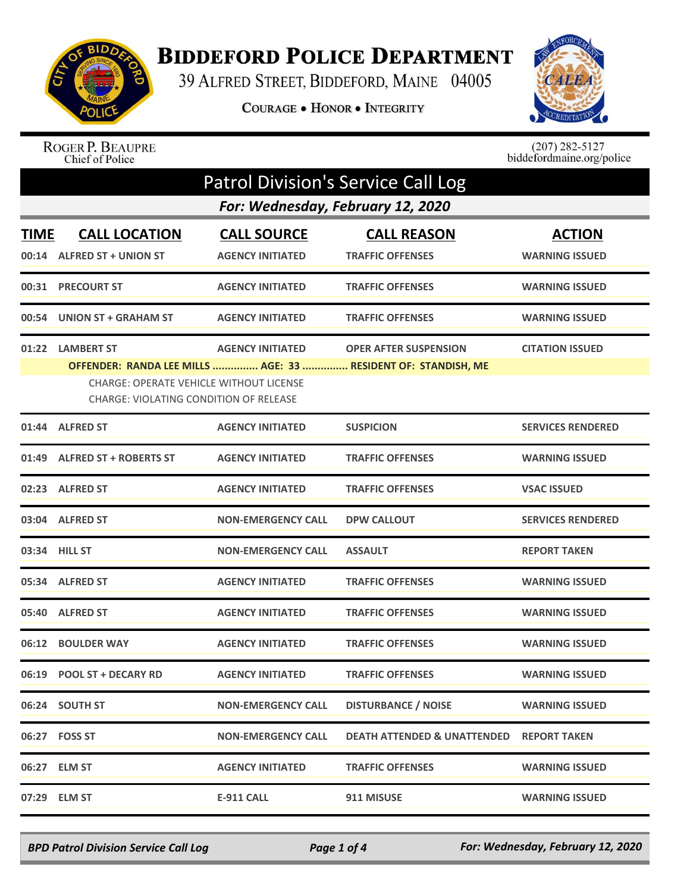# BIDDEFORD POLICE DEPARTMENT

39 ALFRED STREET, BIDDEFORD, MAINE 04005

COURAGE • HONOR • INTEGRITY

ROGER P. BEAUPRE
Chief of Police

(207) 282-5127
biddefordmaine.org/police

## Patrol Division's Service Call Log

### For: Wednesday, February 12, 2020

| TIME | CALL LOCATION | CALL SOURCE | CALL REASON | ACTION |
|---|---|---|---|---|
| 00:14 | ALFRED ST + UNION ST | AGENCY INITIATED | TRAFFIC OFFENSES | WARNING ISSUED |
| 00:31 | PRECOURT ST | AGENCY INITIATED | TRAFFIC OFFENSES | WARNING ISSUED |
| 00:54 | UNION ST + GRAHAM ST | AGENCY INITIATED | TRAFFIC OFFENSES | WARNING ISSUED |
| 01:22 | LAMBERT ST | AGENCY INITIATED | OPER AFTER SUSPENSION | CITATION ISSUED |
| | OFFENDER: RANDA LEE MILLS ............... AGE: 33 ............... RESIDENT OF: STANDISH, ME | | | |
| | CHARGE: OPERATE VEHICLE WITHOUT LICENSE<br>CHARGE: VIOLATING CONDITION OF RELEASE | | | |
| 01:44 | ALFRED ST | AGENCY INITIATED | SUSPICION | SERVICES RENDERED |
| 01:49 | ALFRED ST + ROBERTS ST | AGENCY INITIATED | TRAFFIC OFFENSES | WARNING ISSUED |
| 02:23 | ALFRED ST | AGENCY INITIATED | TRAFFIC OFFENSES | VSAC ISSUED |
| 03:04 | ALFRED ST | NON-EMERGENCY CALL | DPW CALLOUT | SERVICES RENDERED |
| 03:34 | HILL ST | NON-EMERGENCY CALL | ASSAULT | REPORT TAKEN |
| 05:34 | ALFRED ST | AGENCY INITIATED | TRAFFIC OFFENSES | WARNING ISSUED |
| 05:40 | ALFRED ST | AGENCY INITIATED | TRAFFIC OFFENSES | WARNING ISSUED |
| 06:12 | BOULDER WAY | AGENCY INITIATED | TRAFFIC OFFENSES | WARNING ISSUED |
| 06:19 | POOL ST + DECARY RD | AGENCY INITIATED | TRAFFIC OFFENSES | WARNING ISSUED |
| 06:24 | SOUTH ST | NON-EMERGENCY CALL | DISTURBANCE / NOISE | WARNING ISSUED |
| 06:27 | FOSS ST | NON-EMERGENCY CALL | DEATH ATTENDED & UNATTENDED | REPORT TAKEN |
| 06:27 | ELM ST | AGENCY INITIATED | TRAFFIC OFFENSES | WARNING ISSUED |
| 07:29 | ELM ST | E-911 CALL | 911 MISUSE | WARNING ISSUED |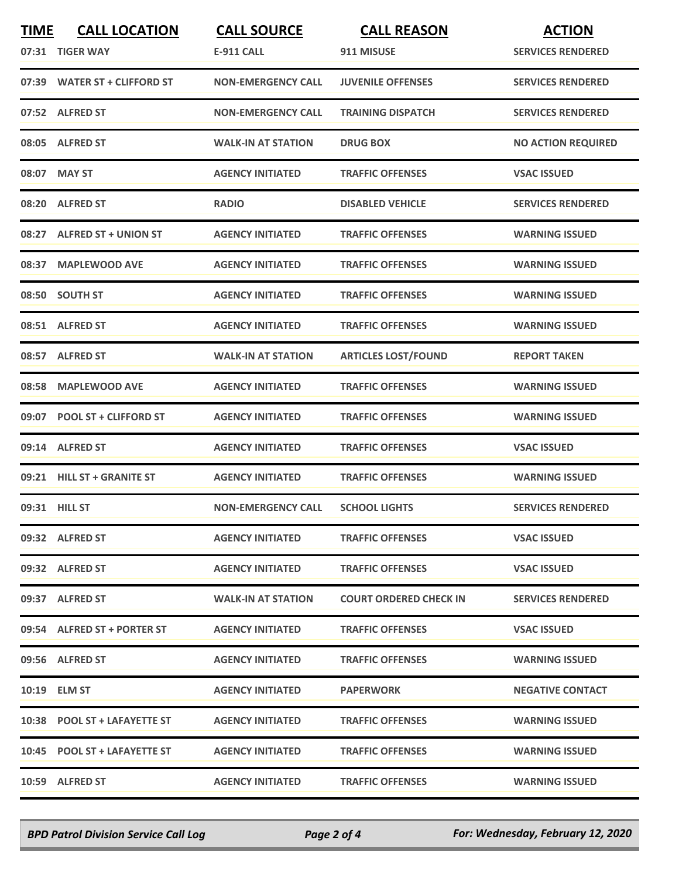| TIME | CALL LOCATION | CALL SOURCE | CALL REASON | ACTION |
|---|---|---|---|---|
| 07:31 | TIGER WAY | E-911 CALL | 911 MISUSE | SERVICES RENDERED |
| 07:39 | WATER ST + CLIFFORD ST | NON-EMERGENCY CALL | JUVENILE OFFENSES | SERVICES RENDERED |
| 07:52 | ALFRED ST | NON-EMERGENCY CALL | TRAINING DISPATCH | SERVICES RENDERED |
| 08:05 | ALFRED ST | WALK-IN AT STATION | DRUG BOX | NO ACTION REQUIRED |
| 08:07 | MAY ST | AGENCY INITIATED | TRAFFIC OFFENSES | VSAC ISSUED |
| 08:20 | ALFRED ST | RADIO | DISABLED VEHICLE | SERVICES RENDERED |
| 08:27 | ALFRED ST + UNION ST | AGENCY INITIATED | TRAFFIC OFFENSES | WARNING ISSUED |
| 08:37 | MAPLEWOOD AVE | AGENCY INITIATED | TRAFFIC OFFENSES | WARNING ISSUED |
| 08:50 | SOUTH ST | AGENCY INITIATED | TRAFFIC OFFENSES | WARNING ISSUED |
| 08:51 | ALFRED ST | AGENCY INITIATED | TRAFFIC OFFENSES | WARNING ISSUED |
| 08:57 | ALFRED ST | WALK-IN AT STATION | ARTICLES LOST/FOUND | REPORT TAKEN |
| 08:58 | MAPLEWOOD AVE | AGENCY INITIATED | TRAFFIC OFFENSES | WARNING ISSUED |
| 09:07 | POOL ST + CLIFFORD ST | AGENCY INITIATED | TRAFFIC OFFENSES | WARNING ISSUED |
| 09:14 | ALFRED ST | AGENCY INITIATED | TRAFFIC OFFENSES | VSAC ISSUED |
| 09:21 | HILL ST + GRANITE ST | AGENCY INITIATED | TRAFFIC OFFENSES | WARNING ISSUED |
| 09:31 | HILL ST | NON-EMERGENCY CALL | SCHOOL LIGHTS | SERVICES RENDERED |
| 09:32 | ALFRED ST | AGENCY INITIATED | TRAFFIC OFFENSES | VSAC ISSUED |
| 09:32 | ALFRED ST | AGENCY INITIATED | TRAFFIC OFFENSES | VSAC ISSUED |
| 09:37 | ALFRED ST | WALK-IN AT STATION | COURT ORDERED CHECK IN | SERVICES RENDERED |
| 09:54 | ALFRED ST + PORTER ST | AGENCY INITIATED | TRAFFIC OFFENSES | VSAC ISSUED |
| 09:56 | ALFRED ST | AGENCY INITIATED | TRAFFIC OFFENSES | WARNING ISSUED |
| 10:19 | ELM ST | AGENCY INITIATED | PAPERWORK | NEGATIVE CONTACT |
| 10:38 | POOL ST + LAFAYETTE ST | AGENCY INITIATED | TRAFFIC OFFENSES | WARNING ISSUED |
| 10:45 | POOL ST + LAFAYETTE ST | AGENCY INITIATED | TRAFFIC OFFENSES | WARNING ISSUED |
| 10:59 | ALFRED ST | AGENCY INITIATED | TRAFFIC OFFENSES | WARNING ISSUED |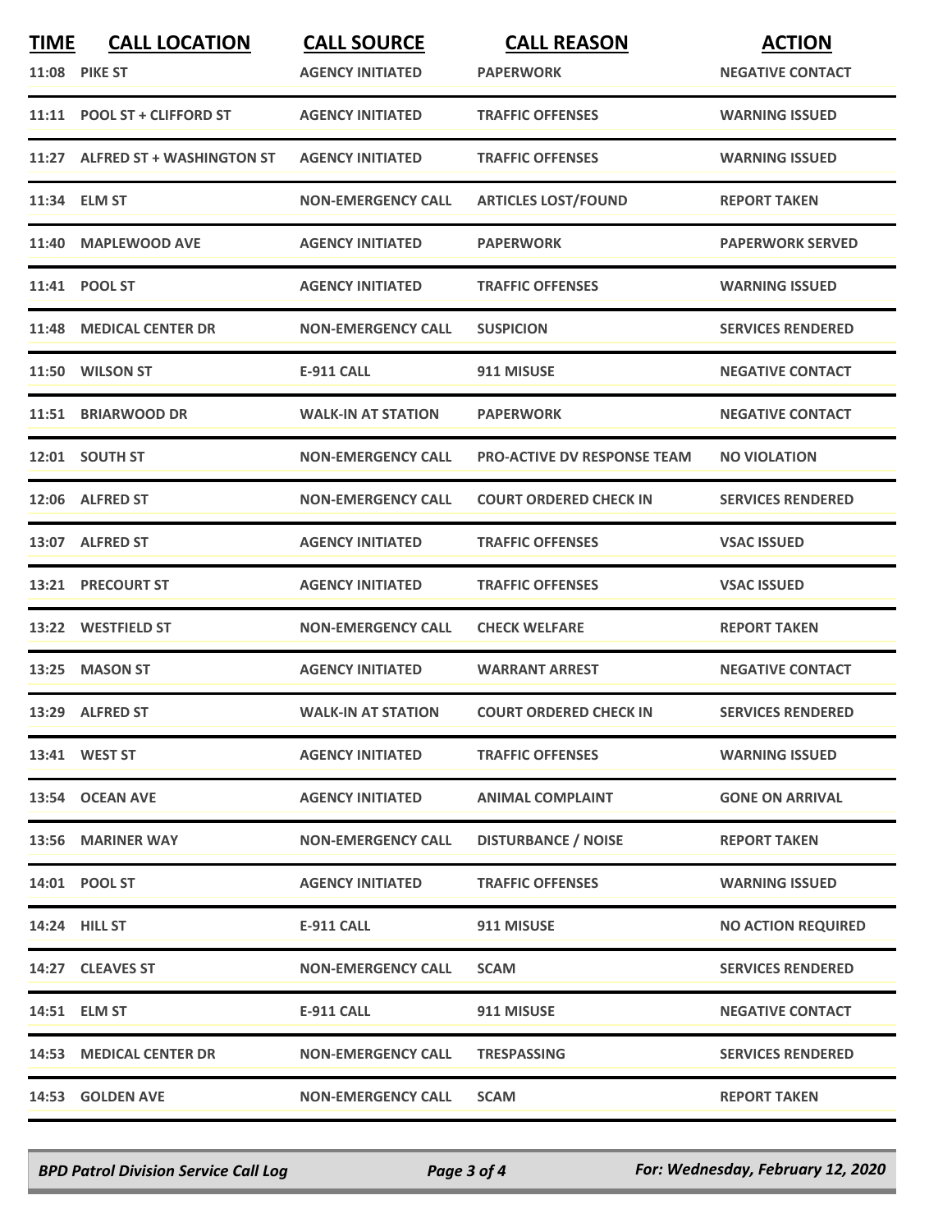| TIME | CALL LOCATION | CALL SOURCE | CALL REASON | ACTION |
|---|---|---|---|---|
| 11:08 | PIKE ST | AGENCY INITIATED | PAPERWORK | NEGATIVE CONTACT |
| 11:11 | POOL ST + CLIFFORD ST | AGENCY INITIATED | TRAFFIC OFFENSES | WARNING ISSUED |
| 11:27 | ALFRED ST + WASHINGTON ST | AGENCY INITIATED | TRAFFIC OFFENSES | WARNING ISSUED |
| 11:34 | ELM ST | NON-EMERGENCY CALL | ARTICLES LOST/FOUND | REPORT TAKEN |
| 11:40 | MAPLEWOOD AVE | AGENCY INITIATED | PAPERWORK | PAPERWORK SERVED |
| 11:41 | POOL ST | AGENCY INITIATED | TRAFFIC OFFENSES | WARNING ISSUED |
| 11:48 | MEDICAL CENTER DR | NON-EMERGENCY CALL | SUSPICION | SERVICES RENDERED |
| 11:50 | WILSON ST | E-911 CALL | 911 MISUSE | NEGATIVE CONTACT |
| 11:51 | BRIARWOOD DR | WALK-IN AT STATION | PAPERWORK | NEGATIVE CONTACT |
| 12:01 | SOUTH ST | NON-EMERGENCY CALL | PRO-ACTIVE DV RESPONSE TEAM | NO VIOLATION |
| 12:06 | ALFRED ST | NON-EMERGENCY CALL | COURT ORDERED CHECK IN | SERVICES RENDERED |
| 13:07 | ALFRED ST | AGENCY INITIATED | TRAFFIC OFFENSES | VSAC ISSUED |
| 13:21 | PRECOURT ST | AGENCY INITIATED | TRAFFIC OFFENSES | VSAC ISSUED |
| 13:22 | WESTFIELD ST | NON-EMERGENCY CALL | CHECK WELFARE | REPORT TAKEN |
| 13:25 | MASON ST | AGENCY INITIATED | WARRANT ARREST | NEGATIVE CONTACT |
| 13:29 | ALFRED ST | WALK-IN AT STATION | COURT ORDERED CHECK IN | SERVICES RENDERED |
| 13:41 | WEST ST | AGENCY INITIATED | TRAFFIC OFFENSES | WARNING ISSUED |
| 13:54 | OCEAN AVE | AGENCY INITIATED | ANIMAL COMPLAINT | GONE ON ARRIVAL |
| 13:56 | MARINER WAY | NON-EMERGENCY CALL | DISTURBANCE / NOISE | REPORT TAKEN |
| 14:01 | POOL ST | AGENCY INITIATED | TRAFFIC OFFENSES | WARNING ISSUED |
| 14:24 | HILL ST | E-911 CALL | 911 MISUSE | NO ACTION REQUIRED |
| 14:27 | CLEAVES ST | NON-EMERGENCY CALL | SCAM | SERVICES RENDERED |
| 14:51 | ELM ST | E-911 CALL | 911 MISUSE | NEGATIVE CONTACT |
| 14:53 | MEDICAL CENTER DR | NON-EMERGENCY CALL | TRESPASSING | SERVICES RENDERED |
| 14:53 | GOLDEN AVE | NON-EMERGENCY CALL | SCAM | REPORT TAKEN |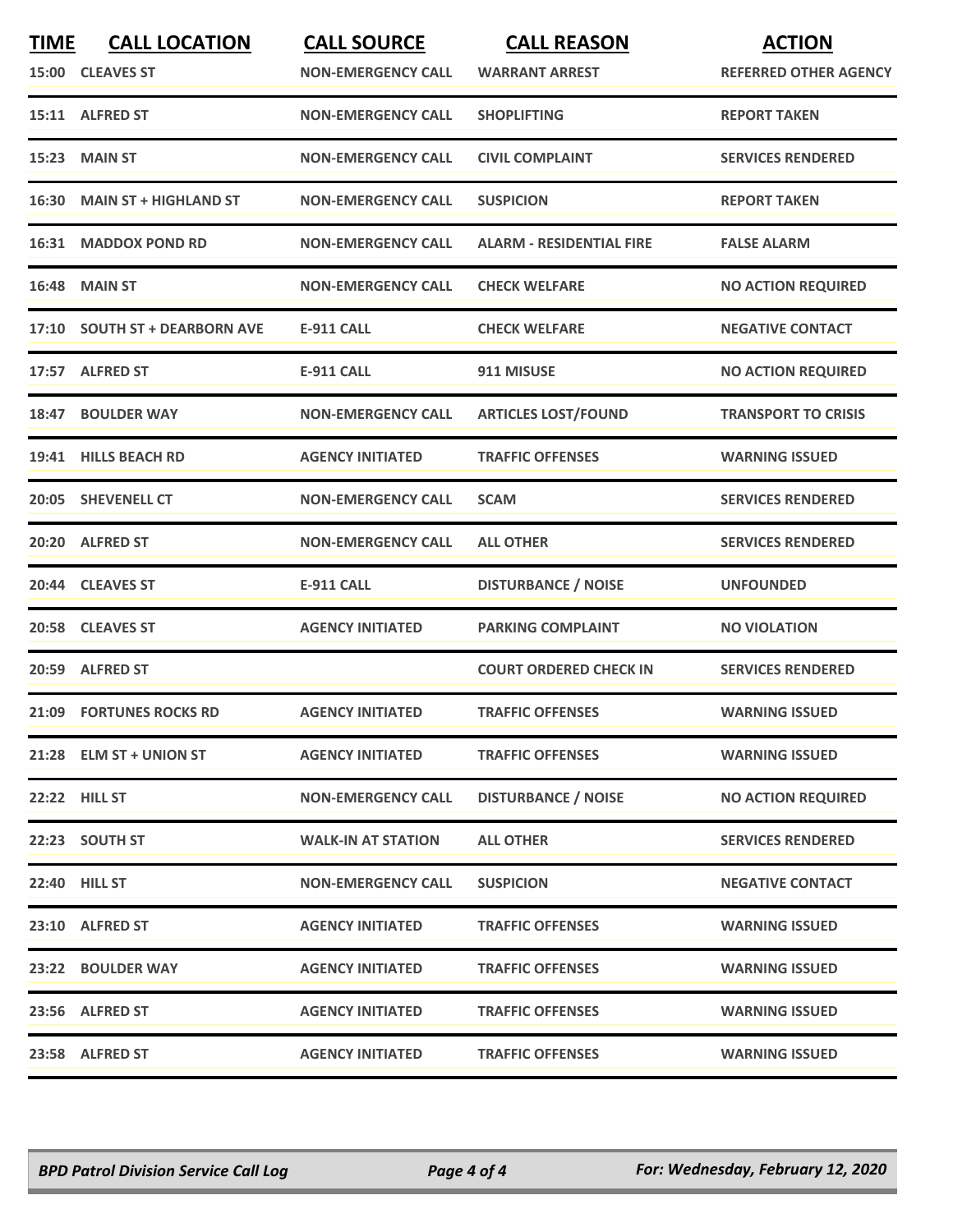| TIME | CALL LOCATION | CALL SOURCE | CALL REASON | ACTION |
|---|---|---|---|---|
| 15:00 | CLEAVES ST | NON-EMERGENCY CALL | WARRANT ARREST | REFERRED OTHER AGENCY |
| 15:11 | ALFRED ST | NON-EMERGENCY CALL | SHOPLIFTING | REPORT TAKEN |
| 15:23 | MAIN ST | NON-EMERGENCY CALL | CIVIL COMPLAINT | SERVICES RENDERED |
| 16:30 | MAIN ST + HIGHLAND ST | NON-EMERGENCY CALL | SUSPICION | REPORT TAKEN |
| 16:31 | MADDOX POND RD | NON-EMERGENCY CALL | ALARM - RESIDENTIAL FIRE | FALSE ALARM |
| 16:48 | MAIN ST | NON-EMERGENCY CALL | CHECK WELFARE | NO ACTION REQUIRED |
| 17:10 | SOUTH ST + DEARBORN AVE | E-911 CALL | CHECK WELFARE | NEGATIVE CONTACT |
| 17:57 | ALFRED ST | E-911 CALL | 911 MISUSE | NO ACTION REQUIRED |
| 18:47 | BOULDER WAY | NON-EMERGENCY CALL | ARTICLES LOST/FOUND | TRANSPORT TO CRISIS |
| 19:41 | HILLS BEACH RD | AGENCY INITIATED | TRAFFIC OFFENSES | WARNING ISSUED |
| 20:05 | SHEVENELL CT | NON-EMERGENCY CALL | SCAM | SERVICES RENDERED |
| 20:20 | ALFRED ST | NON-EMERGENCY CALL | ALL OTHER | SERVICES RENDERED |
| 20:44 | CLEAVES ST | E-911 CALL | DISTURBANCE / NOISE | UNFOUNDED |
| 20:58 | CLEAVES ST | AGENCY INITIATED | PARKING COMPLAINT | NO VIOLATION |
| 20:59 | ALFRED ST | | COURT ORDERED CHECK IN | SERVICES RENDERED |
| 21:09 | FORTUNES ROCKS RD | AGENCY INITIATED | TRAFFIC OFFENSES | WARNING ISSUED |
| 21:28 | ELM ST + UNION ST | AGENCY INITIATED | TRAFFIC OFFENSES | WARNING ISSUED |
| 22:22 | HILL ST | NON-EMERGENCY CALL | DISTURBANCE / NOISE | NO ACTION REQUIRED |
| 22:23 | SOUTH ST | WALK-IN AT STATION | ALL OTHER | SERVICES RENDERED |
| 22:40 | HILL ST | NON-EMERGENCY CALL | SUSPICION | NEGATIVE CONTACT |
| 23:10 | ALFRED ST | AGENCY INITIATED | TRAFFIC OFFENSES | WARNING ISSUED |
| 23:22 | BOULDER WAY | AGENCY INITIATED | TRAFFIC OFFENSES | WARNING ISSUED |
| 23:56 | ALFRED ST | AGENCY INITIATED | TRAFFIC OFFENSES | WARNING ISSUED |
| 23:58 | ALFRED ST | AGENCY INITIATED | TRAFFIC OFFENSES | WARNING ISSUED |